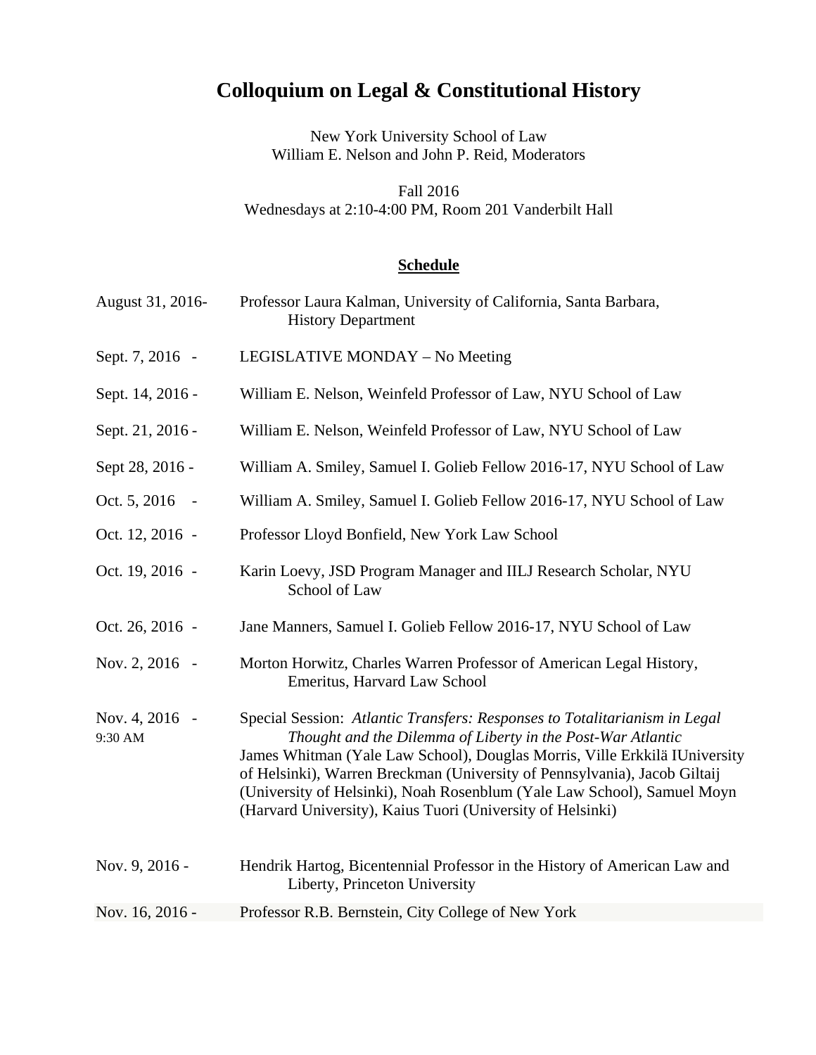# Colloquium on Legal & Constitutional History

New York University School of Law
William E. Nelson and John P. Reid, Moderators

Fall 2016
Wednesdays at 2:10-4:00 PM, Room 201 Vanderbilt Hall

## Schedule

August 31, 2016- Professor Laura Kalman, University of California, Santa Barbara, History Department

Sept. 7, 2016 - LEGISLATIVE MONDAY – No Meeting

Sept. 14, 2016 - William E. Nelson, Weinfeld Professor of Law, NYU School of Law

Sept. 21, 2016 - William E. Nelson, Weinfeld Professor of Law, NYU School of Law

Sept 28, 2016 - William A. Smiley, Samuel I. Golieb Fellow 2016-17, NYU School of Law

Oct. 5, 2016 - William A. Smiley, Samuel I. Golieb Fellow 2016-17, NYU School of Law

Oct. 12, 2016 - Professor Lloyd Bonfield, New York Law School

Oct. 19, 2016 - Karin Loevy, JSD Program Manager and IILJ Research Scholar, NYU School of Law

Oct. 26, 2016 - Jane Manners, Samuel I. Golieb Fellow 2016-17, NYU School of Law

Nov. 2, 2016 - Morton Horwitz, Charles Warren Professor of American Legal History, Emeritus, Harvard Law School

Nov. 4, 2016 - 9:30 AM Special Session: *Atlantic Transfers: Responses to Totalitarianism in Legal Thought and the Dilemma of Liberty in the Post-War Atlantic*
James Whitman (Yale Law School), Douglas Morris, Ville Erkkilä IUniversity of Helsinki), Warren Breckman (University of Pennsylvania), Jacob Giltaij (University of Helsinki), Noah Rosenblum (Yale Law School), Samuel Moyn (Harvard University), Kaius Tuori (University of Helsinki)

Nov. 9, 2016 - Hendrik Hartog, Bicentennial Professor in the History of American Law and Liberty, Princeton University

Nov. 16, 2016 - Professor R.B. Bernstein, City College of New York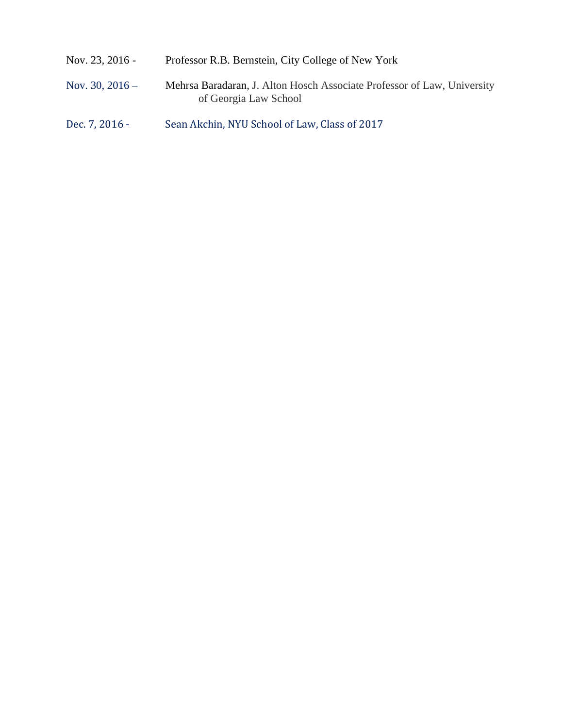Nov. 23, 2016 - Professor R.B. Bernstein, City College of New York

Nov. 30, 2016 – Mehrsa Baradaran, J. Alton Hosch Associate Professor of Law, University of Georgia Law School

Dec. 7, 2016 - Sean Akchin, NYU School of Law, Class of 2017